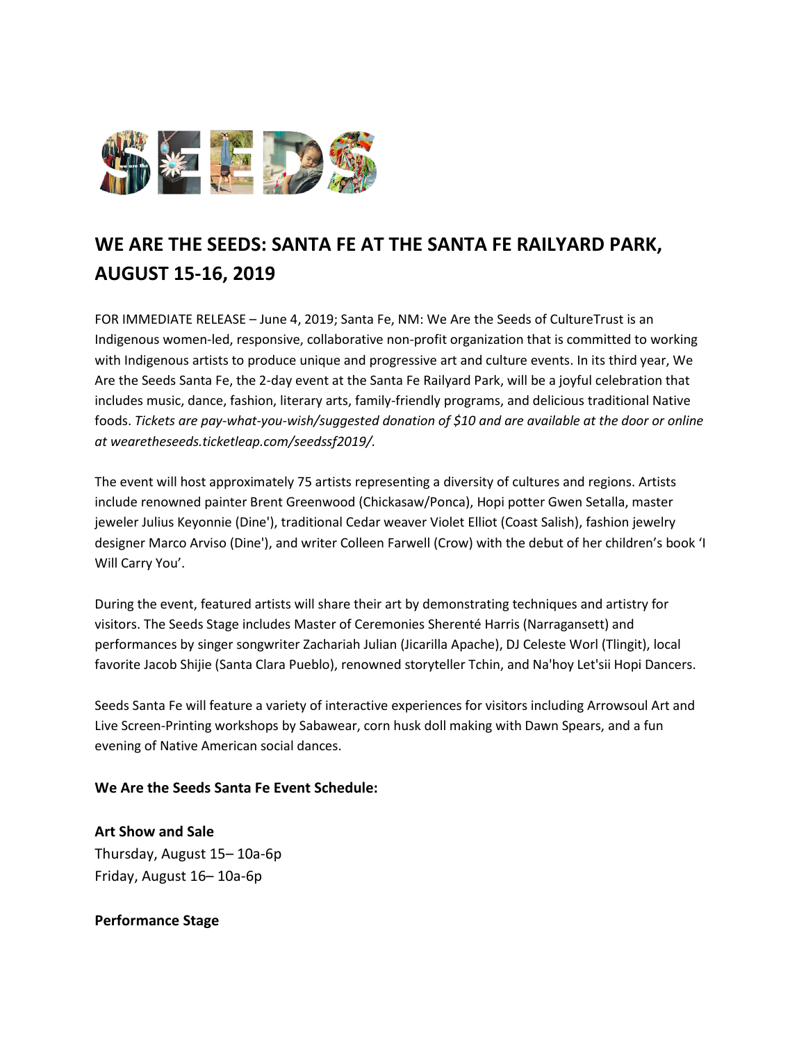## WE ARE THE SEEDS: SANTA FE AT THE SANTA FE RAILYARD PARK, AUGUST 15-16, 2019

FOR IMMEDIATE RELEASE – June 4, 2019; Santa Fe, NM: We Are the Seeds of CultureTrust is an Indigenous women-led, responsive, collaborative non-profit organization that is committed to working with Indigenous artists to produce unique and progressive art and culture events. In its third year, We Are the Seeds Santa Fe, the 2-day event at the Santa Fe Railyard Park, will be a joyful celebration that includes music, dance, fashion, literary arts, family-friendly programs, and delicious traditional Native foods. *Tickets are pay-what-you-wish/suggested donation of $10 and are available at the door or online at wearetheseeds.ticketleap.com/seedssf2019/.*

The event will host approximately 75 artists representing a diversity of cultures and regions. Artists include renowned painter Brent Greenwood (Chickasaw/Ponca), Hopi potter Gwen Setalla, master jeweler Julius Keyonnie (Dine'), traditional Cedar weaver Violet Elliot (Coast Salish), fashion jewelry designer Marco Arviso (Dine'), and writer Colleen Farwell (Crow) with the debut of her children's book 'I Will Carry You'.

During the event, featured artists will share their art by demonstrating techniques and artistry for visitors. The Seeds Stage includes Master of Ceremonies Sherenté Harris (Narragansett) and performances by singer songwriter Zachariah Julian (Jicarilla Apache), DJ Celeste Worl (Tlingit), local favorite Jacob Shijie (Santa Clara Pueblo), renowned storyteller Tchin, and Na'hoy Let'sii Hopi Dancers.

Seeds Santa Fe will feature a variety of interactive experiences for visitors including Arrowsoul Art and Live Screen-Printing workshops by Sabawear, corn husk doll making with Dawn Spears, and a fun evening of Native American social dances.

**We Are the Seeds Santa Fe Event Schedule:**

**Art Show and Sale**
Thursday, August 15– 10a-6p
Friday, August 16– 10a-6p

**Performance Stage**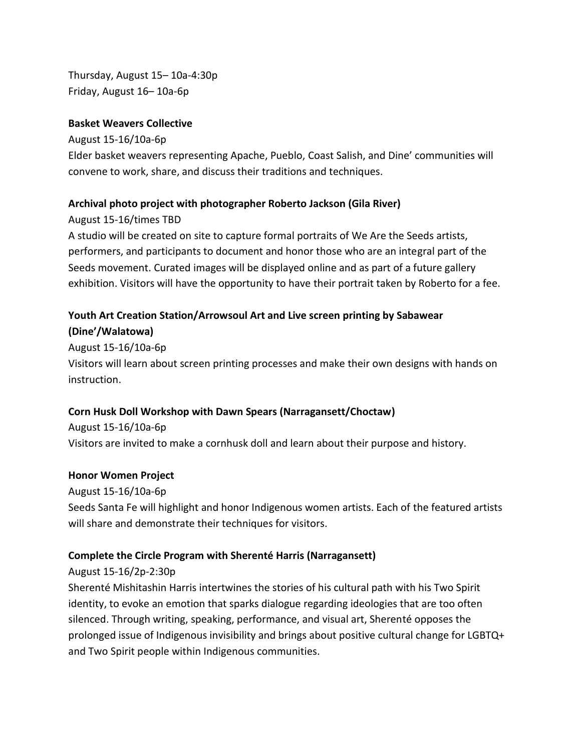Thursday, August 15– 10a-4:30p  
Friday, August 16– 10a-6p

**Basket Weavers Collective**

August 15-16/10a-6p  
Elder basket weavers representing Apache, Pueblo, Coast Salish, and Dine' communities will convene to work, share, and discuss their traditions and techniques.

**Archival photo project with photographer Roberto Jackson (Gila River)**

August 15-16/times TBD  
A studio will be created on site to capture formal portraits of We Are the Seeds artists, performers, and participants to document and honor those who are an integral part of the Seeds movement. Curated images will be displayed online and as part of a future gallery exhibition. Visitors will have the opportunity to have their portrait taken by Roberto for a fee.

**Youth Art Creation Station/Arrowsoul Art and Live screen printing by Sabawear (Dine'/Walatowa)**

August 15-16/10a-6p  
Visitors will learn about screen printing processes and make their own designs with hands on instruction.

**Corn Husk Doll Workshop with Dawn Spears (Narragansett/Choctaw)**

August 15-16/10a-6p  
Visitors are invited to make a cornhusk doll and learn about their purpose and history.

**Honor Women Project**

August 15-16/10a-6p  
Seeds Santa Fe will highlight and honor Indigenous women artists. Each of the featured artists will share and demonstrate their techniques for visitors.

**Complete the Circle Program with Sherenté Harris (Narragansett)**

August 15-16/2p-2:30p  
Sherenté Mishitashin Harris intertwines the stories of his cultural path with his Two Spirit identity, to evoke an emotion that sparks dialogue regarding ideologies that are too often silenced. Through writing, speaking, performance, and visual art, Sherenté opposes the prolonged issue of Indigenous invisibility and brings about positive cultural change for LGBTQ+ and Two Spirit people within Indigenous communities.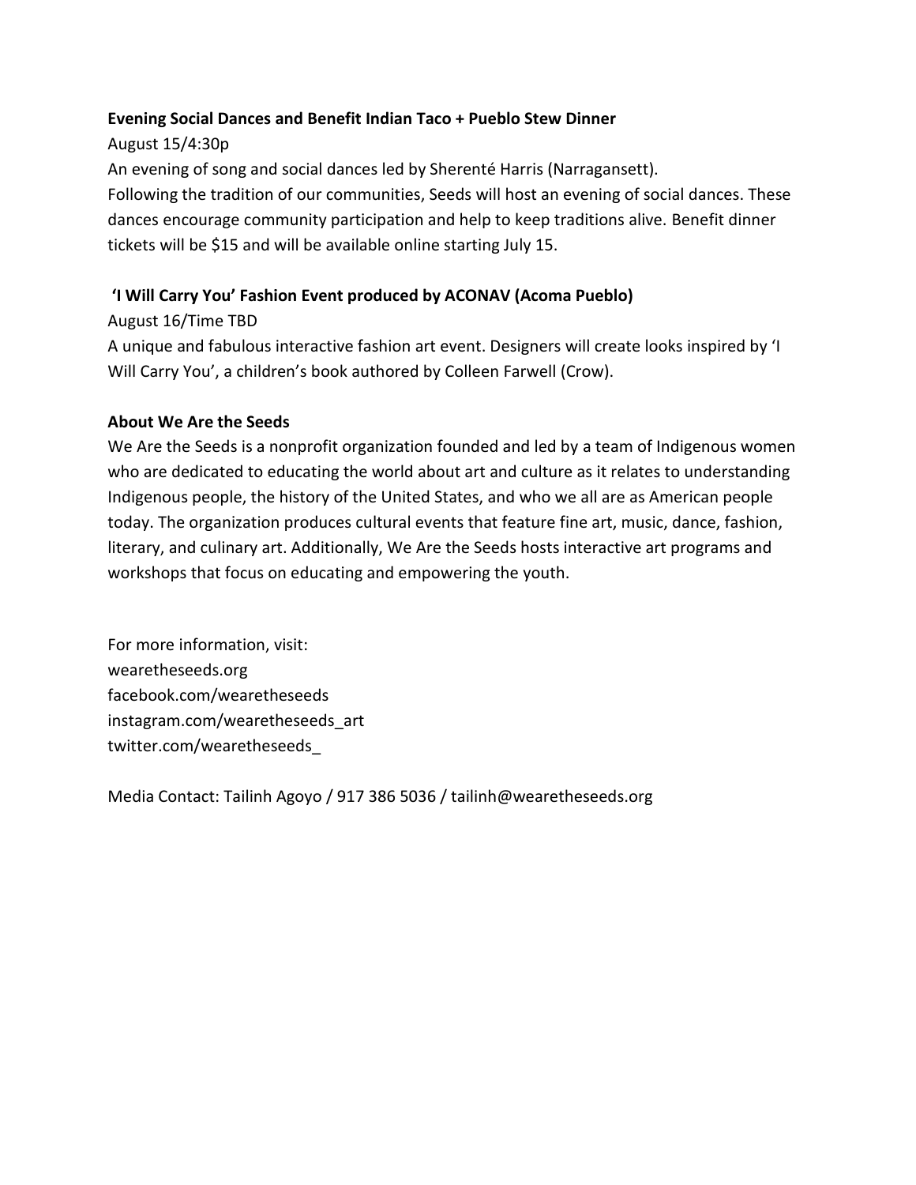**Evening Social Dances and Benefit Indian Taco + Pueblo Stew Dinner**

August 15/4:30p

An evening of song and social dances led by Sherenté Harris (Narragansett).

Following the tradition of our communities, Seeds will host an evening of social dances. These dances encourage community participation and help to keep traditions alive. Benefit dinner tickets will be $15 and will be available online starting July 15.

**'I Will Carry You' Fashion Event produced by ACONAV (Acoma Pueblo)**

August 16/Time TBD

A unique and fabulous interactive fashion art event. Designers will create looks inspired by 'I Will Carry You', a children's book authored by Colleen Farwell (Crow).

**About We Are the Seeds**

We Are the Seeds is a nonprofit organization founded and led by a team of Indigenous women who are dedicated to educating the world about art and culture as it relates to understanding Indigenous people, the history of the United States, and who we all are as American people today. The organization produces cultural events that feature fine art, music, dance, fashion, literary, and culinary art. Additionally, We Are the Seeds hosts interactive art programs and workshops that focus on educating and empowering the youth.

For more information, visit:
wearetheseeds.org
facebook.com/wearetheseeds
instagram.com/wearetheseeds_art
twitter.com/wearetheseeds_

Media Contact: Tailinh Agoyo / 917 386 5036 / tailinh@wearetheseeds.org